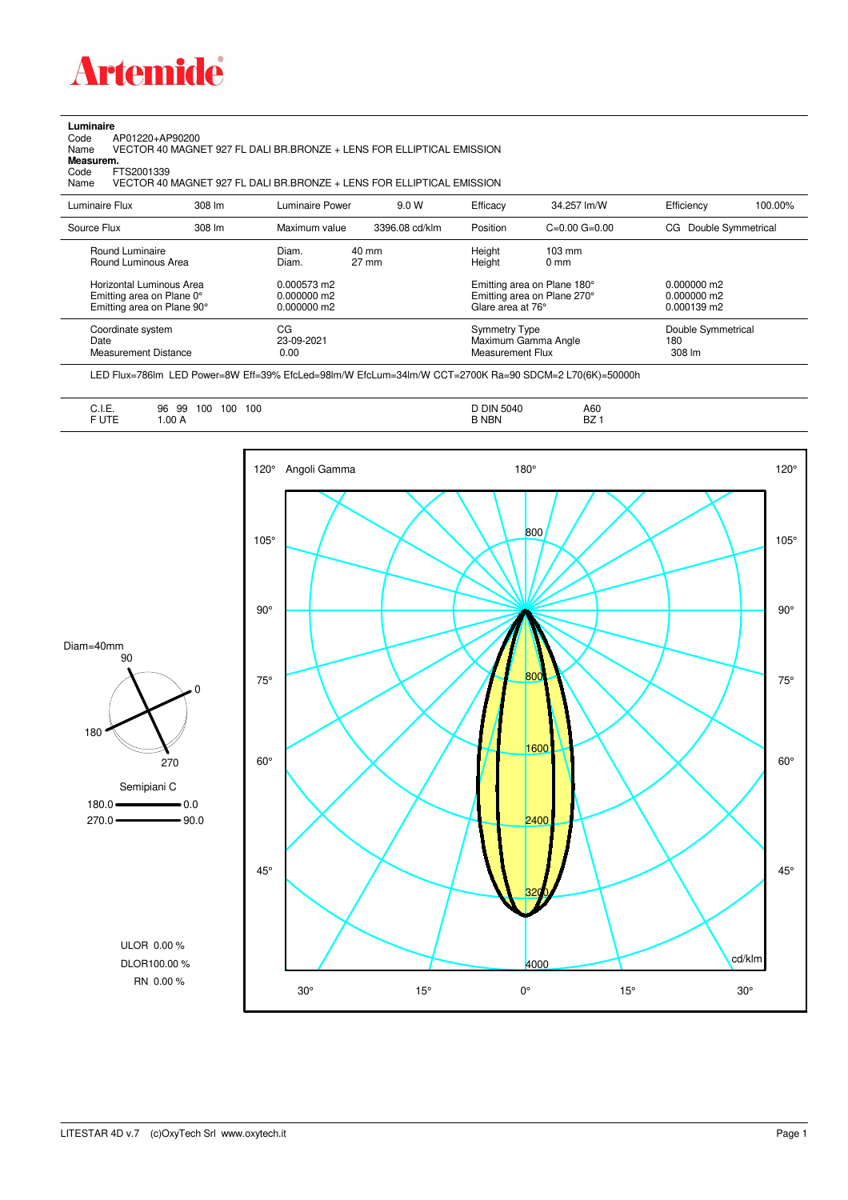# Artemide

**Luminaire**

Code AP01220+AP90200
Name VECTOR 40 MAGNET 927 FL DALI BR.BRONZE + LENS FOR ELLIPTICAL EMISSION

**Measurem.**

Code FTS2001339
Name VECTOR 40 MAGNET 927 FL DALI BR.BRONZE + LENS FOR ELLIPTICAL EMISSION

| | | | | | | | |
|---|---|---|---|---|---|---|---|
| Luminaire Flux | 308 lm | Luminaire Power | 9.0 W | Efficacy | 34.257 lm/W | Efficiency | 100.00% |
| Source Flux | 308 lm | Maximum value | 3396.08 cd/klm | Position | C=0.00 G=0.00 | CG | Double Symmetrical |
| Round Luminaire | | Diam. | 40 mm | Height | 103 mm | | |
| Round Luminous Area | | Diam. | 27 mm | Height | 0 mm | | |
| Horizontal Luminous Area | | 0.000573 m2 | | Emitting area on Plane 180° | | 0.000000 m2 | |
| Emitting area on Plane 0° | | 0.000000 m2 | | Emitting area on Plane 270° | | 0.000000 m2 | |
| Emitting area on Plane 90° | | 0.000000 m2 | | Glare area at 76° | | 0.000139 m2 | |
| Coordinate system | | CG | | Symmetry Type | | Double Symmetrical | |
| Date | | 23-09-2021 | | Maximum Gamma Angle | | 180 | |
| Measurement Distance | | 0.00 | | Measurement Flux | | 308 lm | |

LED Flux=786lm LED Power=8W Eff=39% EfcLed=98lm/W EfcLum=34lm/W CCT=2700K Ra=90 SDCM=2 L70(6K)=50000h

| | | | |
|---|---|---|---|
| C.I.E. | 96 99 100 100 100 | D DIN 5040 | A60 |
| F UTE | 1.00 A | B NBN | BZ 1 |

Diam=40mm

Semipiani C

180.0 — 0.0
270.0 — 90.0

ULOR 0.00 %
DLOR100.00 %
RN 0.00 %

Angoli Gamma — cd/klm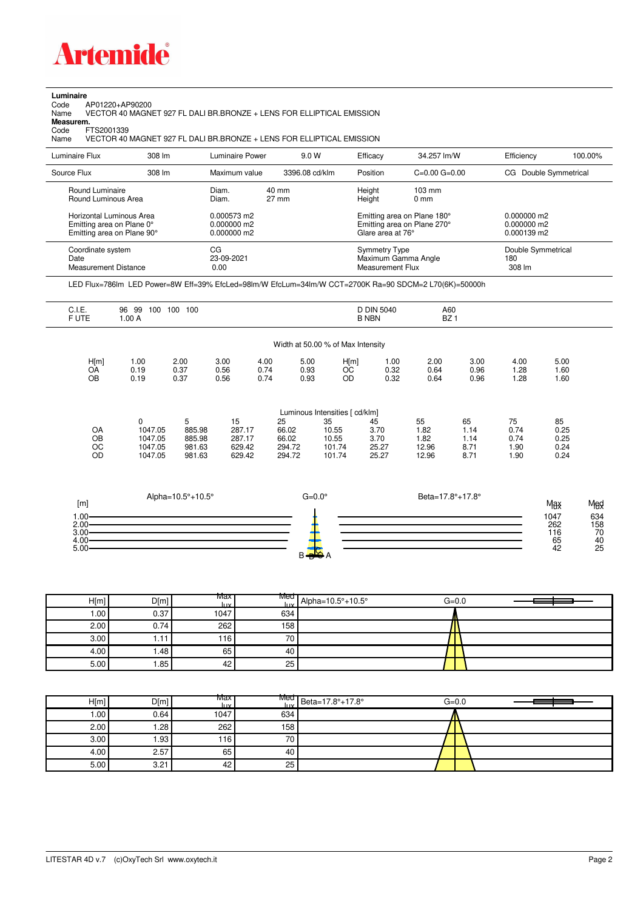**Artemide**

**Luminaire**
Code AP01220+AP90200
Name VECTOR 40 MAGNET 927 FL DALI BR.BRONZE + LENS FOR ELLIPTICAL EMISSION
**Measurem.**
Code FTS2001339
Name VECTOR 40 MAGNET 927 FL DALI BR.BRONZE + LENS FOR ELLIPTICAL EMISSION

| | | | | | | | |
|---|---|---|---|---|---|---|---|
| Luminaire Flux | 308 lm | Luminaire Power | 9.0 W | Efficacy | 34.257 lm/W | Efficiency | 100.00% |
| Source Flux | 308 lm | Maximum value | 3396.08 cd/klm | Position | C=0.00 G=0.00 | CG | Double Symmetrical |

| | | | | | |
|---|---|---|---|---|---|
| Round Luminaire | Diam. | 40 mm | Height | 103 mm | |
| Round Luminous Area | Diam. | 27 mm | Height | 0 mm | |
| Horizontal Luminous Area | 0.000573 m2 | | Emitting area on Plane 180° | | 0.000000 m2 |
| Emitting area on Plane 0° | 0.000000 m2 | | Emitting area on Plane 270° | | 0.000000 m2 |
| Emitting area on Plane 90° | 0.000000 m2 | | Glare area at 76° | | 0.000139 m2 |

| | | | |
|---|---|---|---|
| Coordinate system | CG | Symmetry Type | Double Symmetrical |
| Date | 23-09-2021 | Maximum Gamma Angle | 180 |
| Measurement Distance | 0.00 | Measurement Flux | 308 lm |

LED Flux=786lm LED Power=8W Eff=39% EfcLed=98lm/W EfcLum=34lm/W CCT=2700K Ra=90 SDCM=2 L70(6K)=50000h

| | | | |
|---|---|---|---|
| C.I.E. | 96 99 100 100 100 | D DIN 5040 | A60 |
| F UTE | 1.00 A | B NBN | BZ 1 |

Width at 50.00 % of Max Intensity

| H[m] | 1.00 | 2.00 | 3.00 | 4.00 | 5.00 | H[m] | 1.00 | 2.00 | 3.00 | 4.00 | 5.00 |
|---|---|---|---|---|---|---|---|---|---|---|---|
| OA | 0.19 | 0.37 | 0.56 | 0.74 | 0.93 | OC | 0.32 | 0.64 | 0.96 | 1.28 | 1.60 |
| OB | 0.19 | 0.37 | 0.56 | 0.74 | 0.93 | OD | 0.32 | 0.64 | 0.96 | 1.28 | 1.60 |

Luminous Intensities [ cd/klm]

| | 0 | 5 | 15 | 25 | 35 | 45 | 55 | 65 | 75 | 85 |
|---|---|---|---|---|---|---|---|---|---|---|
| OA | 1047.05 | 885.98 | 287.17 | 66.02 | 10.55 | 3.70 | 1.82 | 1.14 | 0.74 | 0.25 |
| OB | 1047.05 | 885.98 | 287.17 | 66.02 | 10.55 | 3.70 | 1.82 | 1.14 | 0.74 | 0.25 |
| OC | 1047.05 | 981.63 | 629.42 | 294.72 | 101.74 | 25.27 | 12.96 | 8.71 | 1.90 | 0.24 |
| OD | 1047.05 | 981.63 | 629.42 | 294.72 | 101.74 | 25.27 | 12.96 | 8.71 | 1.90 | 0.24 |

Alpha=10.5°+10.5°
G=0.0°
Beta=17.8°+17.8°
[m]
1.00
2.00
3.00
4.00
5.00
B D C A
Max lux: 1047, 262, 116, 65, 42
Med lux: 634, 158, 70, 40, 25

| H[m] | D[m] | Max lux | Med lux | Alpha=10.5°+10.5° G=0.0 |
|---|---|---|---|---|
| 1.00 | 0.37 | 1047 | 634 | |
| 2.00 | 0.74 | 262 | 158 | |
| 3.00 | 1.11 | 116 | 70 | |
| 4.00 | 1.48 | 65 | 40 | |
| 5.00 | 1.85 | 42 | 25 | |

| H[m] | D[m] | Max lux | Med lux | Beta=17.8°+17.8° G=0.0 |
|---|---|---|---|---|
| 1.00 | 0.64 | 1047 | 634 | |
| 2.00 | 1.28 | 262 | 158 | |
| 3.00 | 1.93 | 116 | 70 | |
| 4.00 | 2.57 | 65 | 40 | |
| 5.00 | 3.21 | 42 | 25 | |

LITESTAR 4D v.7 (c)OxyTech Srl www.oxytech.it